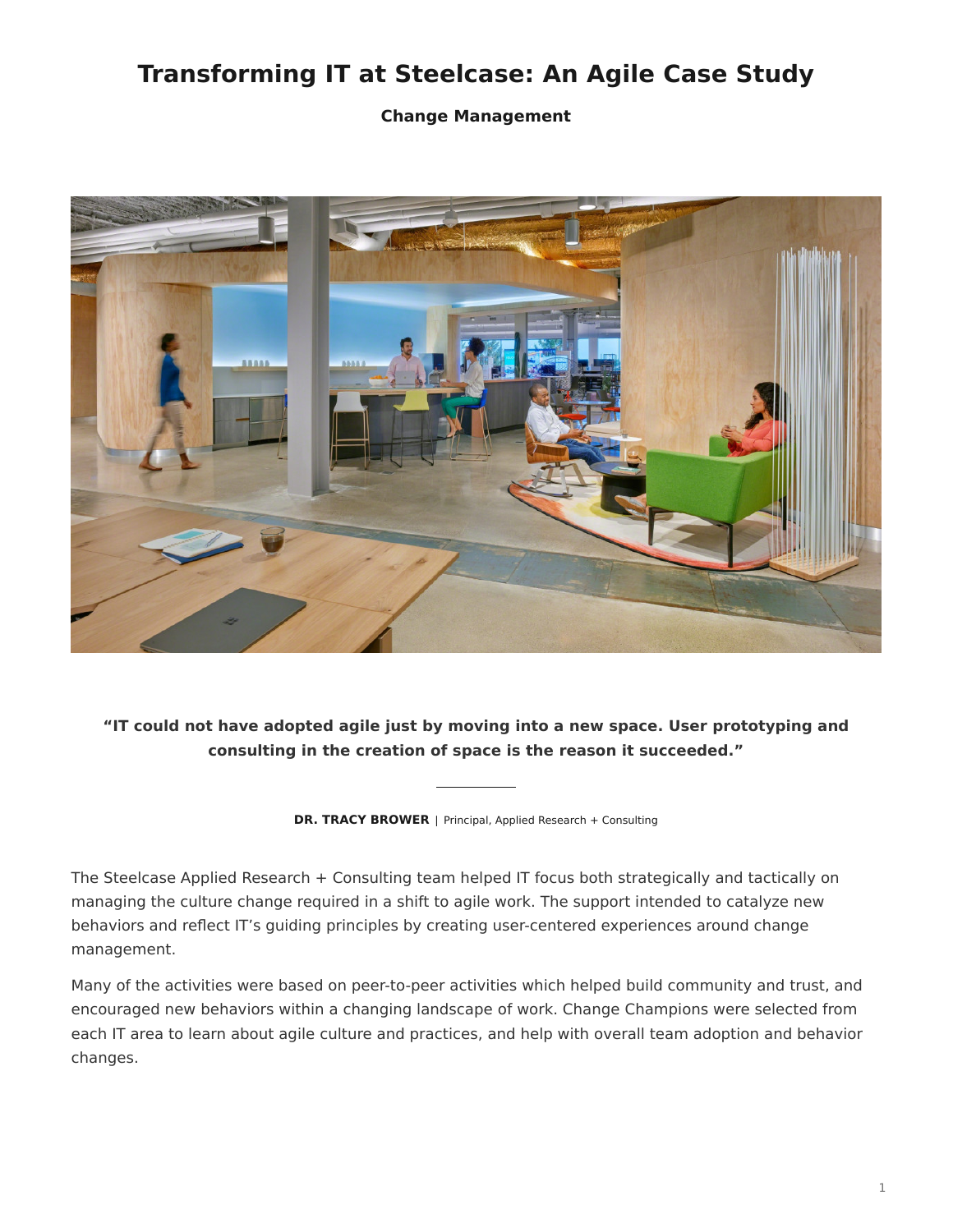# Transforming IT at Steelcase: An Agile Case Study

**Change Management**

**"IT could not have adopted agile just by moving into a new space. User prototyping and consulting in the creation of space is the reason it succeeded."**

**DR. TRACY BROWER** | Principal, Applied Research + Consulting

The Steelcase Applied Research + Consulting team helped IT focus both strategically and tactically on managing the culture change required in a shift to agile work. The support intended to catalyze new behaviors and reflect IT's guiding principles by creating user-centered experiences around change management.

Many of the activities were based on peer-to-peer activities which helped build community and trust, and encouraged new behaviors within a changing landscape of work. Change Champions were selected from each IT area to learn about agile culture and practices, and help with overall team adoption and behavior changes.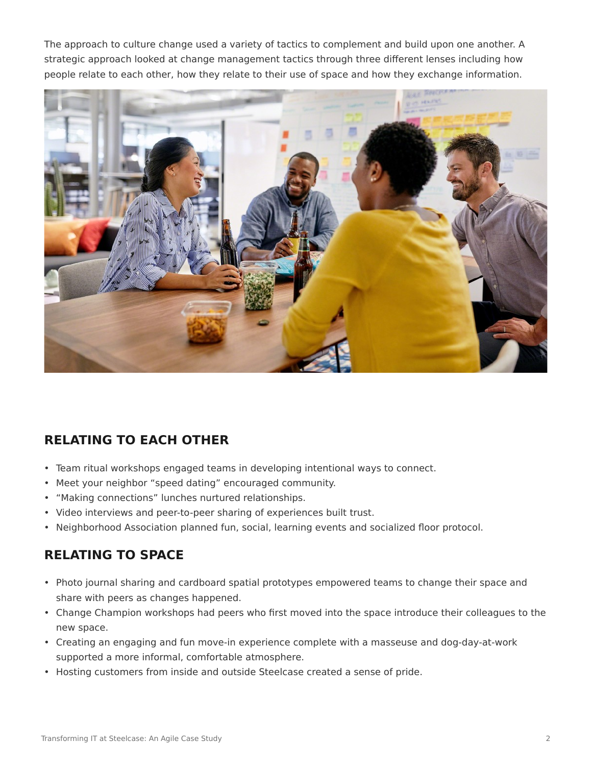The approach to culture change used a variety of tactics to complement and build upon one another. A strategic approach looked at change management tactics through three different lenses including how people relate to each other, how they relate to their use of space and how they exchange information.

## RELATING TO EACH OTHER

- Team ritual workshops engaged teams in developing intentional ways to connect.
- Meet your neighbor “speed dating” encouraged community.
- “Making connections” lunches nurtured relationships.
- Video interviews and peer-to-peer sharing of experiences built trust.
- Neighborhood Association planned fun, social, learning events and socialized floor protocol.

## RELATING TO SPACE

- Photo journal sharing and cardboard spatial prototypes empowered teams to change their space and share with peers as changes happened.
- Change Champion workshops had peers who first moved into the space introduce their colleagues to the new space.
- Creating an engaging and fun move-in experience complete with a masseuse and dog-day-at-work supported a more informal, comfortable atmosphere.
- Hosting customers from inside and outside Steelcase created a sense of pride.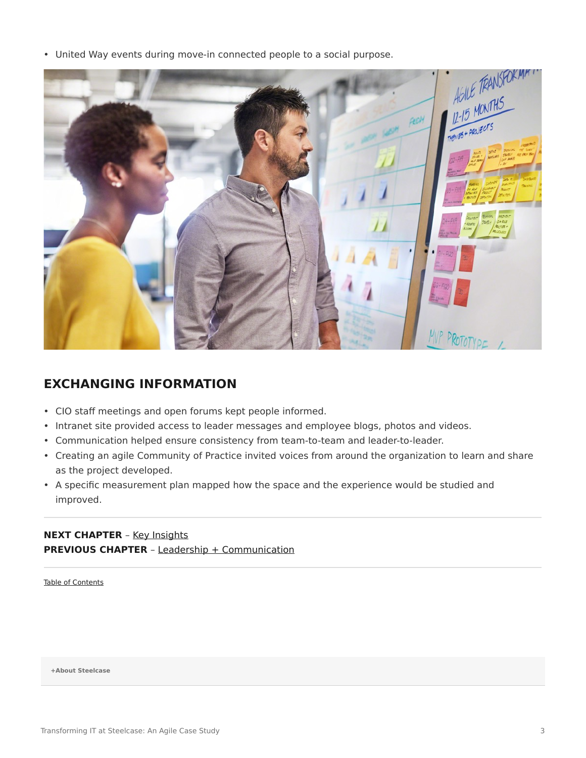- United Way events during move-in connected people to a social purpose.

## EXCHANGING INFORMATION

- CIO staff meetings and open forums kept people informed.
- Intranet site provided access to leader messages and employee blogs, photos and videos.
- Communication helped ensure consistency from team-to-team and leader-to-leader.
- Creating an agile Community of Practice invited voices from around the organization to learn and share as the project developed.
- A specific measurement plan mapped how the space and the experience would be studied and improved.

---

**NEXT CHAPTER** – Key Insights
**PREVIOUS CHAPTER** – Leadership + Communication

---

Table of Contents

**+About Steelcase**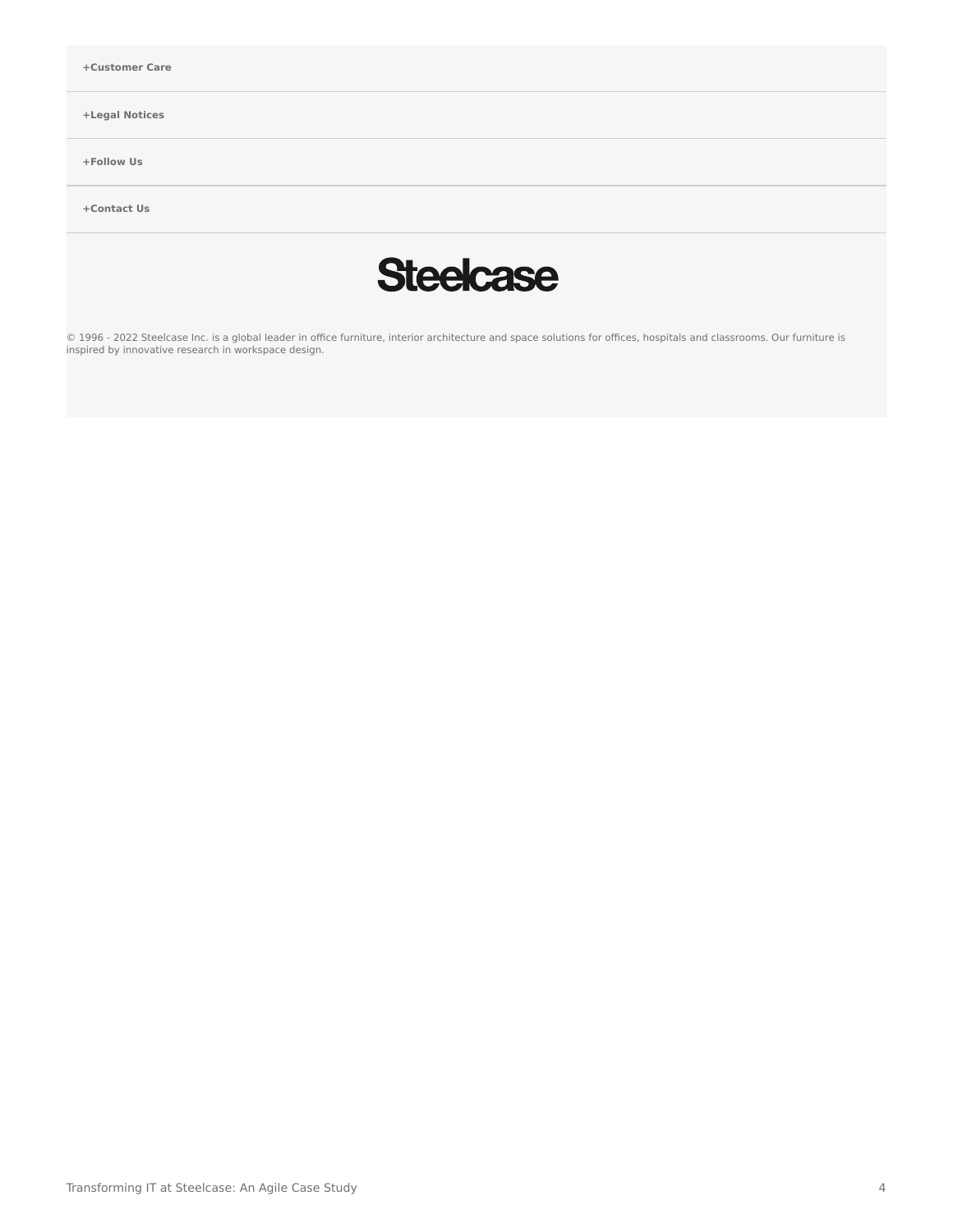**+Customer Care**

**+Legal Notices**

**+Follow Us**

**+Contact Us**

Steelcase

© 1996 - 2022 Steelcase Inc. is a global leader in office furniture, interior architecture and space solutions for offices, hospitals and classrooms. Our furniture is inspired by innovative research in workspace design.